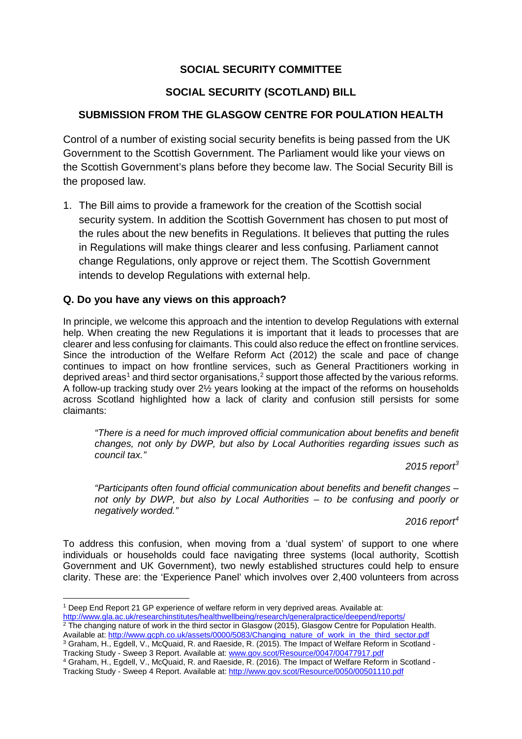**SOCIAL SECURITY COMMITTEE**

**SOCIAL SECURITY (SCOTLAND) BILL**

**SUBMISSION FROM THE GLASGOW CENTRE FOR POULATION HEALTH**

Control of a number of existing social security benefits is being passed from the UK Government to the Scottish Government. The Parliament would like your views on the Scottish Government's plans before they become law. The Social Security Bill is the proposed law.

1. The Bill aims to provide a framework for the creation of the Scottish social security system. In addition the Scottish Government has chosen to put most of the rules about the new benefits in Regulations. It believes that putting the rules in Regulations will make things clearer and less confusing. Parliament cannot change Regulations, only approve or reject them. The Scottish Government intends to develop Regulations with external help.

### Q. Do you have any views on this approach?

In principle, we welcome this approach and the intention to develop Regulations with external help. When creating the new Regulations it is important that it leads to processes that are clearer and less confusing for claimants. This could also reduce the effect on frontline services. Since the introduction of the Welfare Reform Act (2012) the scale and pace of change continues to impact on how frontline services, such as General Practitioners working in deprived areas[1] and third sector organisations,[2] support those affected by the various reforms. A follow-up tracking study over 2½ years looking at the impact of the reforms on households across Scotland highlighted how a lack of clarity and confusion still persists for some claimants:

> *"There is a need for much improved official communication about benefits and benefit changes, not only by DWP, but also by Local Authorities regarding issues such as council tax."*
>
> *2015 report[3]*

> *"Participants often found official communication about benefits and benefit changes – not only by DWP, but also by Local Authorities – to be confusing and poorly or negatively worded."*
>
> *2016 report[4]*

To address this confusion, when moving from a 'dual system' of support to one where individuals or households could face navigating three systems (local authority, Scottish Government and UK Government), two newly established structures could help to ensure clarity. These are: the 'Experience Panel' which involves over 2,400 volunteers from across

---

[1] Deep End Report 21 GP experience of welfare reform in very deprived areas. Available at: http://www.gla.ac.uk/researchinstitutes/healthwellbeing/research/generalpractice/deepend/reports/

[2] The changing nature of work in the third sector in Glasgow (2015), Glasgow Centre for Population Health. Available at: http://www.gcph.co.uk/assets/0000/5083/Changing_nature_of_work_in_the_third_sector.pdf

[3] Graham, H., Egdell, V., McQuaid, R. and Raeside, R. (2015). The Impact of Welfare Reform in Scotland - Tracking Study - Sweep 3 Report. Available at: www.gov.scot/Resource/0047/00477917.pdf

[4] Graham, H., Egdell, V., McQuaid, R. and Raeside, R. (2016). The Impact of Welfare Reform in Scotland - Tracking Study - Sweep 4 Report. Available at: http://www.gov.scot/Resource/0050/00501110.pdf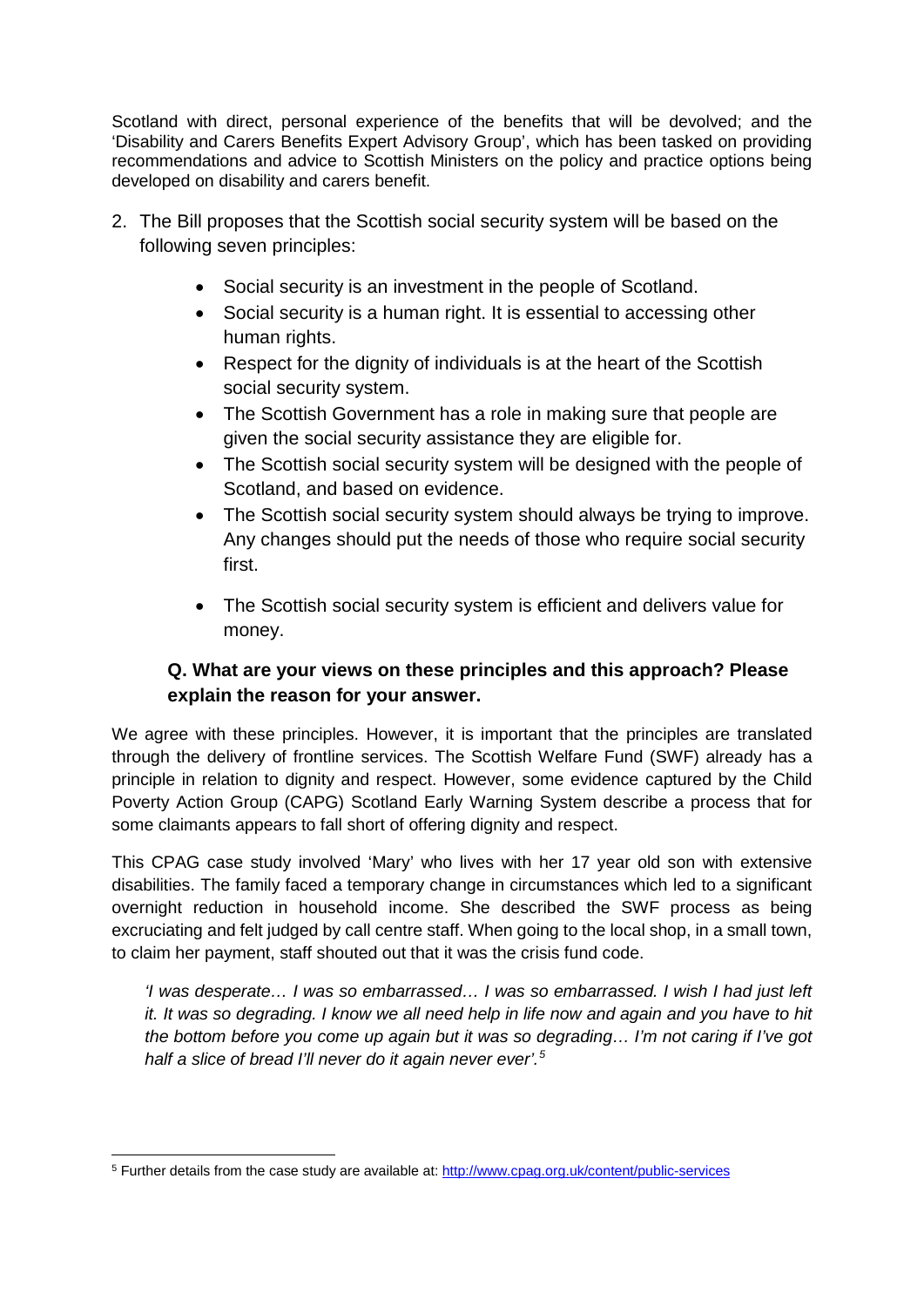Scotland with direct, personal experience of the benefits that will be devolved; and the 'Disability and Carers Benefits Expert Advisory Group', which has been tasked on providing recommendations and advice to Scottish Ministers on the policy and practice options being developed on disability and carers benefit.

2. The Bill proposes that the Scottish social security system will be based on the following seven principles:

   - Social security is an investment in the people of Scotland.
   - Social security is a human right. It is essential to accessing other human rights.
   - Respect for the dignity of individuals is at the heart of the Scottish social security system.
   - The Scottish Government has a role in making sure that people are given the social security assistance they are eligible for.
   - The Scottish social security system will be designed with the people of Scotland, and based on evidence.
   - The Scottish social security system should always be trying to improve. Any changes should put the needs of those who require social security first.
   - The Scottish social security system is efficient and delivers value for money.

**Q. What are your views on these principles and this approach? Please explain the reason for your answer.**

We agree with these principles. However, it is important that the principles are translated through the delivery of frontline services. The Scottish Welfare Fund (SWF) already has a principle in relation to dignity and respect. However, some evidence captured by the Child Poverty Action Group (CAPG) Scotland Early Warning System describe a process that for some claimants appears to fall short of offering dignity and respect.

This CPAG case study involved 'Mary' who lives with her 17 year old son with extensive disabilities. The family faced a temporary change in circumstances which led to a significant overnight reduction in household income. She described the SWF process as being excruciating and felt judged by call centre staff. When going to the local shop, in a small town, to claim her payment, staff shouted out that it was the crisis fund code.

> *'I was desperate… I was so embarrassed… I was so embarrassed. I wish I had just left it. It was so degrading. I know we all need help in life now and again and you have to hit the bottom before you come up again but it was so degrading… I'm not caring if I've got half a slice of bread I'll never do it again never ever'.*[5]

[5] Further details from the case study are available at: http://www.cpag.org.uk/content/public-services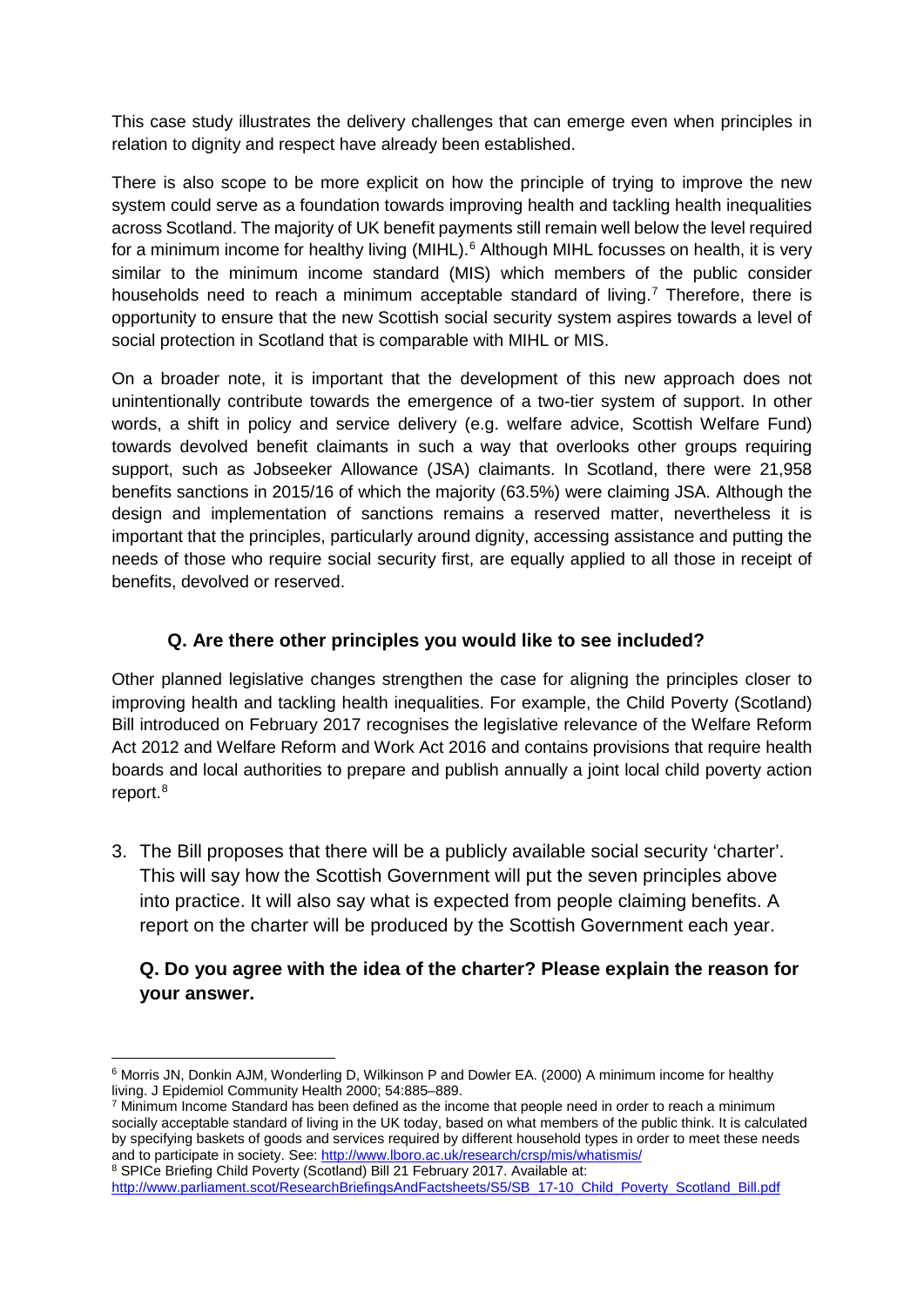This case study illustrates the delivery challenges that can emerge even when principles in relation to dignity and respect have already been established.

There is also scope to be more explicit on how the principle of trying to improve the new system could serve as a foundation towards improving health and tackling health inequalities across Scotland. The majority of UK benefit payments still remain well below the level required for a minimum income for healthy living (MIHL).[6] Although MIHL focusses on health, it is very similar to the minimum income standard (MIS) which members of the public consider households need to reach a minimum acceptable standard of living.[7] Therefore, there is opportunity to ensure that the new Scottish social security system aspires towards a level of social protection in Scotland that is comparable with MIHL or MIS.

On a broader note, it is important that the development of this new approach does not unintentionally contribute towards the emergence of a two-tier system of support. In other words, a shift in policy and service delivery (e.g. welfare advice, Scottish Welfare Fund) towards devolved benefit claimants in such a way that overlooks other groups requiring support, such as Jobseeker Allowance (JSA) claimants. In Scotland, there were 21,958 benefits sanctions in 2015/16 of which the majority (63.5%) were claiming JSA. Although the design and implementation of sanctions remains a reserved matter, nevertheless it is important that the principles, particularly around dignity, accessing assistance and putting the needs of those who require social security first, are equally applied to all those in receipt of benefits, devolved or reserved.

### Q. Are there other principles you would like to see included?

Other planned legislative changes strengthen the case for aligning the principles closer to improving health and tackling health inequalities. For example, the Child Poverty (Scotland) Bill introduced on February 2017 recognises the legislative relevance of the Welfare Reform Act 2012 and Welfare Reform and Work Act 2016 and contains provisions that require health boards and local authorities to prepare and publish annually a joint local child poverty action report.[8]

3. The Bill proposes that there will be a publicly available social security 'charter'. This will say how the Scottish Government will put the seven principles above into practice. It will also say what is expected from people claiming benefits. A report on the charter will be produced by the Scottish Government each year.

### Q. Do you agree with the idea of the charter? Please explain the reason for your answer.

---

[6] Morris JN, Donkin AJM, Wonderling D, Wilkinson P and Dowler EA. (2000) A minimum income for healthy living. J Epidemiol Community Health 2000; 54:885–889.

[7] Minimum Income Standard has been defined as the income that people need in order to reach a minimum socially acceptable standard of living in the UK today, based on what members of the public think. It is calculated by specifying baskets of goods and services required by different household types in order to meet these needs and to participate in society. See: http://www.lboro.ac.uk/research/crsp/mis/whatismis/

[8] SPICe Briefing Child Poverty (Scotland) Bill 21 February 2017. Available at: http://www.parliament.scot/ResearchBriefingsAndFactsheets/S5/SB_17-10_Child_Poverty_Scotland_Bill.pdf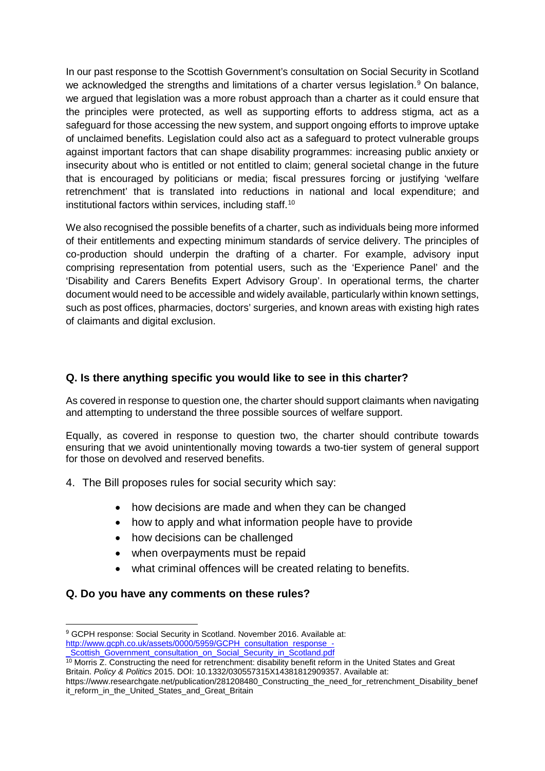In our past response to the Scottish Government's consultation on Social Security in Scotland we acknowledged the strengths and limitations of a charter versus legislation.[9] On balance, we argued that legislation was a more robust approach than a charter as it could ensure that the principles were protected, as well as supporting efforts to address stigma, act as a safeguard for those accessing the new system, and support ongoing efforts to improve uptake of unclaimed benefits. Legislation could also act as a safeguard to protect vulnerable groups against important factors that can shape disability programmes: increasing public anxiety or insecurity about who is entitled or not entitled to claim; general societal change in the future that is encouraged by politicians or media; fiscal pressures forcing or justifying 'welfare retrenchment' that is translated into reductions in national and local expenditure; and institutional factors within services, including staff.[10]

We also recognised the possible benefits of a charter, such as individuals being more informed of their entitlements and expecting minimum standards of service delivery. The principles of co-production should underpin the drafting of a charter. For example, advisory input comprising representation from potential users, such as the 'Experience Panel' and the 'Disability and Carers Benefits Expert Advisory Group'. In operational terms, the charter document would need to be accessible and widely available, particularly within known settings, such as post offices, pharmacies, doctors' surgeries, and known areas with existing high rates of claimants and digital exclusion.

**Q. Is there anything specific you would like to see in this charter?**

As covered in response to question one, the charter should support claimants when navigating and attempting to understand the three possible sources of welfare support.

Equally, as covered in response to question two, the charter should contribute towards ensuring that we avoid unintentionally moving towards a two-tier system of general support for those on devolved and reserved benefits.

4. The Bill proposes rules for social security which say:

   - how decisions are made and when they can be changed
   - how to apply and what information people have to provide
   - how decisions can be challenged
   - when overpayments must be repaid
   - what criminal offences will be created relating to benefits.

**Q. Do you have any comments on these rules?**

---

[9] GCPH response: Social Security in Scotland. November 2016. Available at: http://www.gcph.co.uk/assets/0000/5959/GCPH_consultation_response_-_Scottish_Government_consultation_on_Social_Security_in_Scotland.pdf

[10] Morris Z. Constructing the need for retrenchment: disability benefit reform in the United States and Great Britain. *Policy & Politics* 2015. DOI: 10.1332/030557315X14381812909357. Available at: https://www.researchgate.net/publication/281208480_Constructing_the_need_for_retrenchment_Disability_benefit_reform_in_the_United_States_and_Great_Britain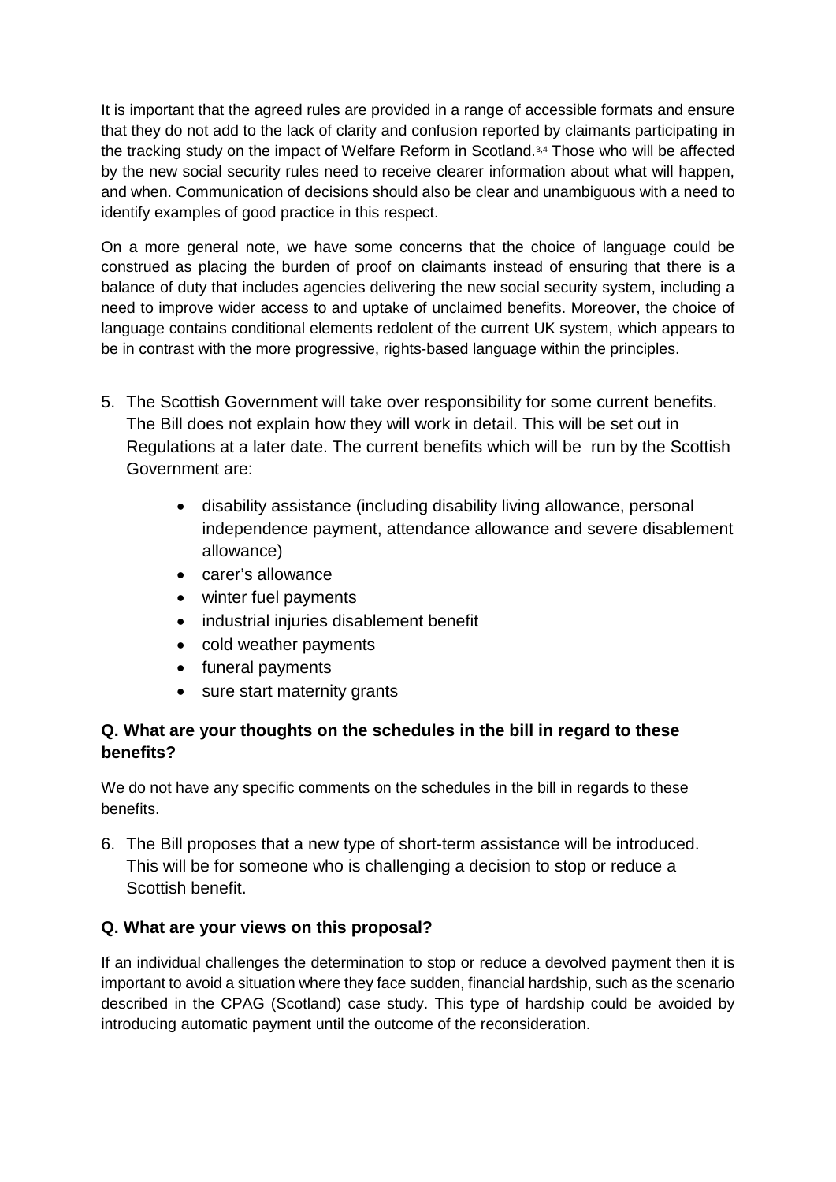It is important that the agreed rules are provided in a range of accessible formats and ensure that they do not add to the lack of clarity and confusion reported by claimants participating in the tracking study on the impact of Welfare Reform in Scotland.[3,4] Those who will be affected by the new social security rules need to receive clearer information about what will happen, and when. Communication of decisions should also be clear and unambiguous with a need to identify examples of good practice in this respect.

On a more general note, we have some concerns that the choice of language could be construed as placing the burden of proof on claimants instead of ensuring that there is a balance of duty that includes agencies delivering the new social security system, including a need to improve wider access to and uptake of unclaimed benefits. Moreover, the choice of language contains conditional elements redolent of the current UK system, which appears to be in contrast with the more progressive, rights-based language within the principles.

5. The Scottish Government will take over responsibility for some current benefits. The Bill does not explain how they will work in detail. This will be set out in Regulations at a later date. The current benefits which will be run by the Scottish Government are:

    - disability assistance (including disability living allowance, personal independence payment, attendance allowance and severe disablement allowance)
    - carer's allowance
    - winter fuel payments
    - industrial injuries disablement benefit
    - cold weather payments
    - funeral payments
    - sure start maternity grants

**Q. What are your thoughts on the schedules in the bill in regard to these benefits?**

We do not have any specific comments on the schedules in the bill in regards to these benefits.

6. The Bill proposes that a new type of short-term assistance will be introduced. This will be for someone who is challenging a decision to stop or reduce a Scottish benefit.

**Q. What are your views on this proposal?**

If an individual challenges the determination to stop or reduce a devolved payment then it is important to avoid a situation where they face sudden, financial hardship, such as the scenario described in the CPAG (Scotland) case study. This type of hardship could be avoided by introducing automatic payment until the outcome of the reconsideration.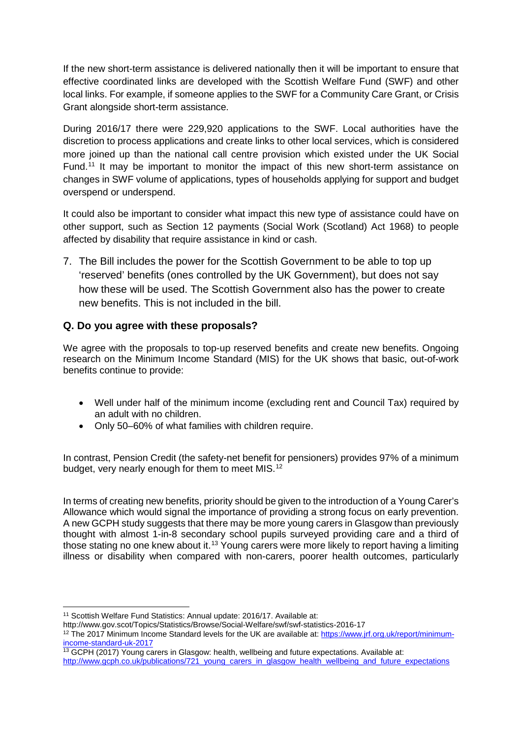If the new short-term assistance is delivered nationally then it will be important to ensure that effective coordinated links are developed with the Scottish Welfare Fund (SWF) and other local links. For example, if someone applies to the SWF for a Community Care Grant, or Crisis Grant alongside short-term assistance.

During 2016/17 there were 229,920 applications to the SWF. Local authorities have the discretion to process applications and create links to other local services, which is considered more joined up than the national call centre provision which existed under the UK Social Fund.[11] It may be important to monitor the impact of this new short-term assistance on changes in SWF volume of applications, types of households applying for support and budget overspend or underspend.

It could also be important to consider what impact this new type of assistance could have on other support, such as Section 12 payments (Social Work (Scotland) Act 1968) to people affected by disability that require assistance in kind or cash.

7. The Bill includes the power for the Scottish Government to be able to top up 'reserved' benefits (ones controlled by the UK Government), but does not say how these will be used. The Scottish Government also has the power to create new benefits. This is not included in the bill.

### Q. Do you agree with these proposals?

We agree with the proposals to top-up reserved benefits and create new benefits. Ongoing research on the Minimum Income Standard (MIS) for the UK shows that basic, out-of-work benefits continue to provide:

- Well under half of the minimum income (excluding rent and Council Tax) required by an adult with no children.
- Only 50–60% of what families with children require.

In contrast, Pension Credit (the safety-net benefit for pensioners) provides 97% of a minimum budget, very nearly enough for them to meet MIS.[12]

In terms of creating new benefits, priority should be given to the introduction of a Young Carer's Allowance which would signal the importance of providing a strong focus on early prevention. A new GCPH study suggests that there may be more young carers in Glasgow than previously thought with almost 1-in-8 secondary school pupils surveyed providing care and a third of those stating no one knew about it.[13] Young carers were more likely to report having a limiting illness or disability when compared with non-carers, poorer health outcomes, particularly

---

[11] Scottish Welfare Fund Statistics: Annual update: 2016/17. Available at: http://www.gov.scot/Topics/Statistics/Browse/Social-Welfare/swf/swf-statistics-2016-17

[12] The 2017 Minimum Income Standard levels for the UK are available at: https://www.jrf.org.uk/report/minimum-income-standard-uk-2017

[13] GCPH (2017) Young carers in Glasgow: health, wellbeing and future expectations. Available at: http://www.gcph.co.uk/publications/721_young_carers_in_glasgow_health_wellbeing_and_future_expectations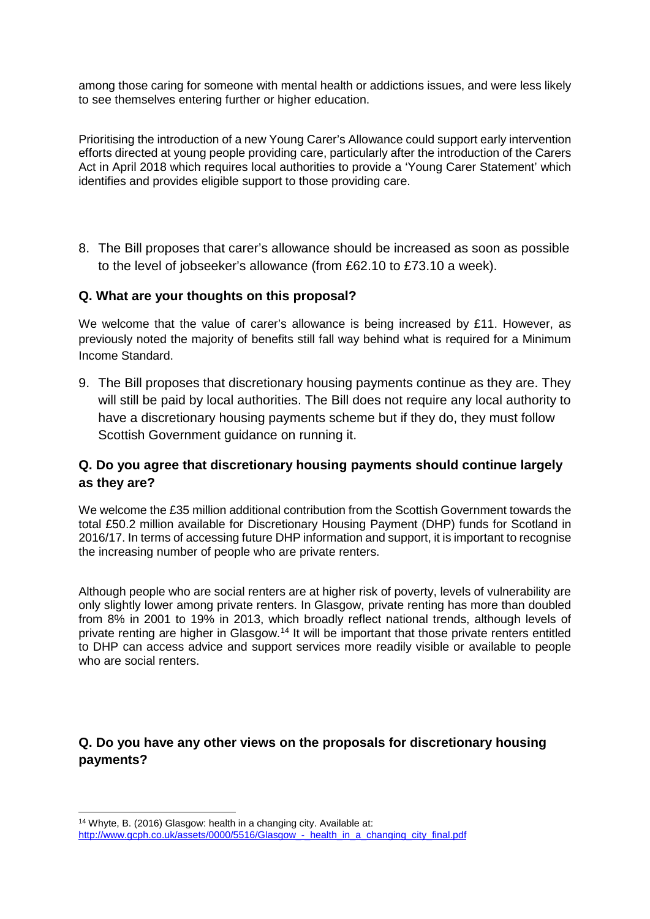among those caring for someone with mental health or addictions issues, and were less likely to see themselves entering further or higher education.

Prioritising the introduction of a new Young Carer's Allowance could support early intervention efforts directed at young people providing care, particularly after the introduction of the Carers Act in April 2018 which requires local authorities to provide a 'Young Carer Statement' which identifies and provides eligible support to those providing care.

8. The Bill proposes that carer's allowance should be increased as soon as possible to the level of jobseeker's allowance (from £62.10 to £73.10 a week).

### Q. What are your thoughts on this proposal?

We welcome that the value of carer's allowance is being increased by £11. However, as previously noted the majority of benefits still fall way behind what is required for a Minimum Income Standard.

9. The Bill proposes that discretionary housing payments continue as they are. They will still be paid by local authorities. The Bill does not require any local authority to have a discretionary housing payments scheme but if they do, they must follow Scottish Government guidance on running it.

### Q. Do you agree that discretionary housing payments should continue largely as they are?

We welcome the £35 million additional contribution from the Scottish Government towards the total £50.2 million available for Discretionary Housing Payment (DHP) funds for Scotland in 2016/17. In terms of accessing future DHP information and support, it is important to recognise the increasing number of people who are private renters.

Although people who are social renters are at higher risk of poverty, levels of vulnerability are only slightly lower among private renters. In Glasgow, private renting has more than doubled from 8% in 2001 to 19% in 2013, which broadly reflect national trends, although levels of private renting are higher in Glasgow.[14] It will be important that those private renters entitled to DHP can access advice and support services more readily visible or available to people who are social renters.

### Q. Do you have any other views on the proposals for discretionary housing payments?

---

[14] Whyte, B. (2016) Glasgow: health in a changing city. Available at: http://www.gcph.co.uk/assets/0000/5516/Glasgow_-_health_in_a_changing_city_final.pdf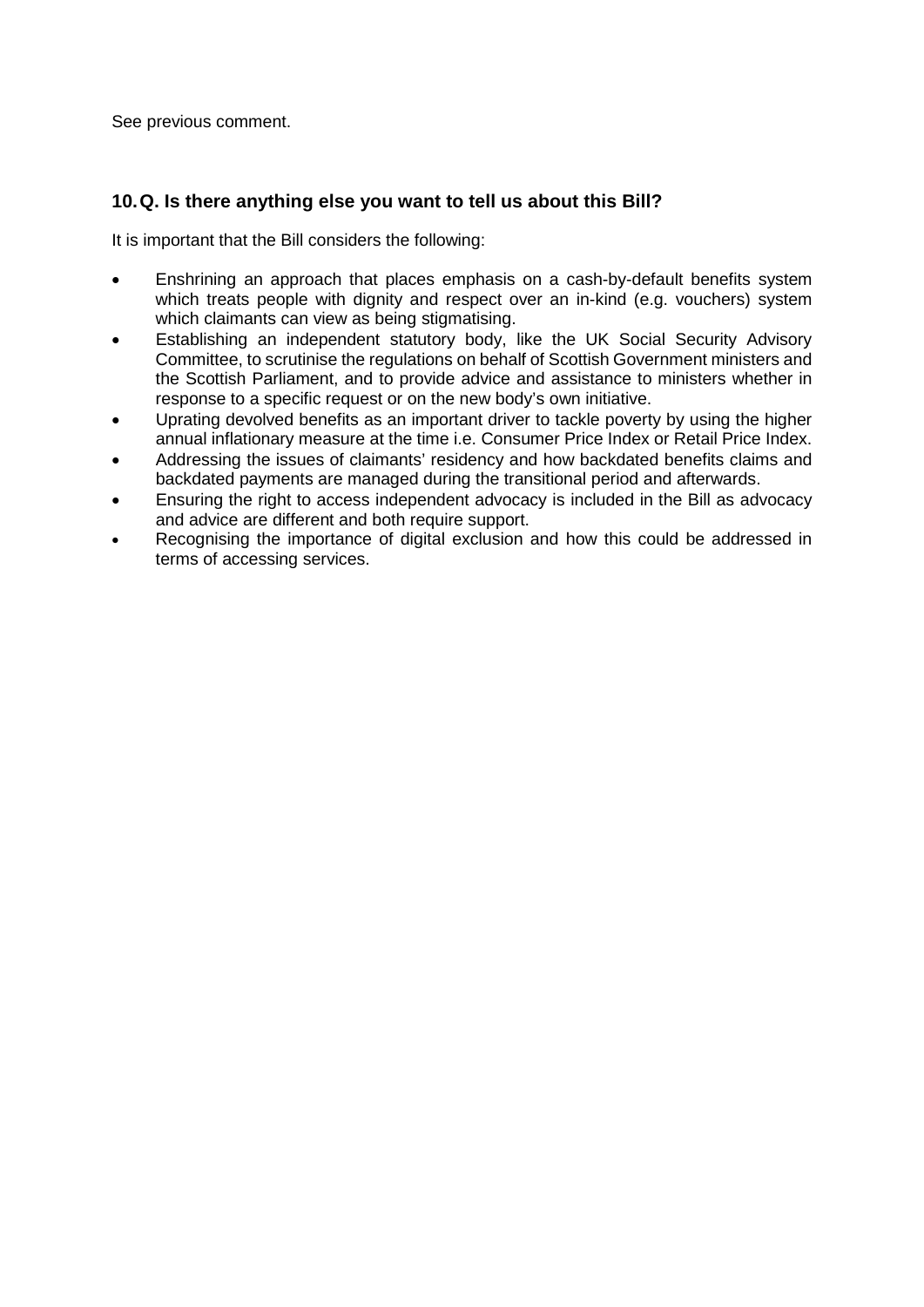See previous comment.

### 10. Q. Is there anything else you want to tell us about this Bill?

It is important that the Bill considers the following:

- Enshrining an approach that places emphasis on a cash-by-default benefits system which treats people with dignity and respect over an in-kind (e.g. vouchers) system which claimants can view as being stigmatising.
- Establishing an independent statutory body, like the UK Social Security Advisory Committee, to scrutinise the regulations on behalf of Scottish Government ministers and the Scottish Parliament, and to provide advice and assistance to ministers whether in response to a specific request or on the new body's own initiative.
- Uprating devolved benefits as an important driver to tackle poverty by using the higher annual inflationary measure at the time i.e. Consumer Price Index or Retail Price Index.
- Addressing the issues of claimants' residency and how backdated benefits claims and backdated payments are managed during the transitional period and afterwards.
- Ensuring the right to access independent advocacy is included in the Bill as advocacy and advice are different and both require support.
- Recognising the importance of digital exclusion and how this could be addressed in terms of accessing services.